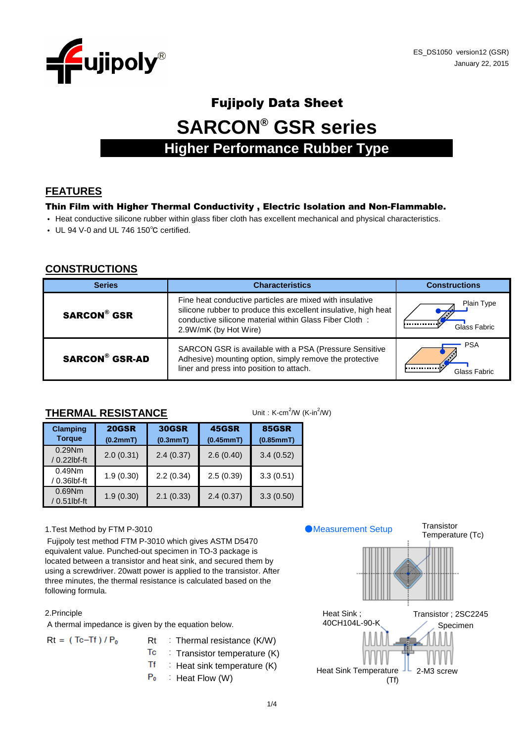ES_DS1050 version12 (GSR)
January 22, 2015

# Fujipoly Data Sheet

# SARCON® GSR series

## Higher Performance Rubber Type

## FEATURES

**Thin Film with Higher Thermal Conductivity , Electric Isolation and Non-Flammable.**

- Heat conductive silicone rubber within glass fiber cloth has excellent mechanical and physical characteristics.
- UL 94 V-0 and UL 746 150℃ certified.

## CONSTRUCTIONS

| Series | Characteristics | Constructions |
|---|---|---|
| **SARCON® GSR** | Fine heat conductive particles are mixed with insulative silicone rubber to produce this excellent insulative, high heat conductive silicone material within Glass Fiber Cloth : 2.9W/mK (by Hot Wire) | Plain Type / Glass Fabric |
| **SARCON® GSR-AD** | SARCON GSR is available with a PSA (Pressure Sensitive Adhesive) mounting option, simply remove the protective liner and press into position to attach. | PSA / Glass Fabric |

## THERMAL RESISTANCE

Unit : K-cm²/W (K-in²/W)

| Clamping Torque | 20GSR (0.2mmT) | 30GSR (0.3mmT) | 45GSR (0.45mmT) | 85GSR (0.85mmT) |
|---|---|---|---|---|
| 0.29Nm / 0.22lbf-ft | 2.0 (0.31) | 2.4 (0.37) | 2.6 (0.40) | 3.4 (0.52) |
| 0.49Nm / 0.36lbf-ft | 1.9 (0.30) | 2.2 (0.34) | 2.5 (0.39) | 3.3 (0.51) |
| 0.69Nm / 0.51lbf-ft | 1.9 (0.30) | 2.1 (0.33) | 2.4 (0.37) | 3.3 (0.50) |

1.Test Method by FTM P-3010

Fujipoly test method FTM P-3010 which gives ASTM D5470 equivalent value. Punched-out specimen in TO-3 package is located between a transistor and heat sink, and secured them by using a screwdriver. 20watt power is applied to the transistor. After three minutes, the thermal resistance is calculated based on the following formula.

2.Principle

A thermal impedance is given by the equation below.

$$Rt = (Tc - Tf) / P_0$$

- Rt : Thermal resistance (K/W)
- Tc : Transistor temperature (K)
- Tf : Heat sink temperature (K)
- $P_0$ : Heat Flow (W)

●Measurement Setup

Transistor Temperature (Tc)

Heat Sink ; 40CH104L-90-K

Transistor ; 2SC2245

Specimen

Heat Sink Temperature (Tf)

2-M3 screw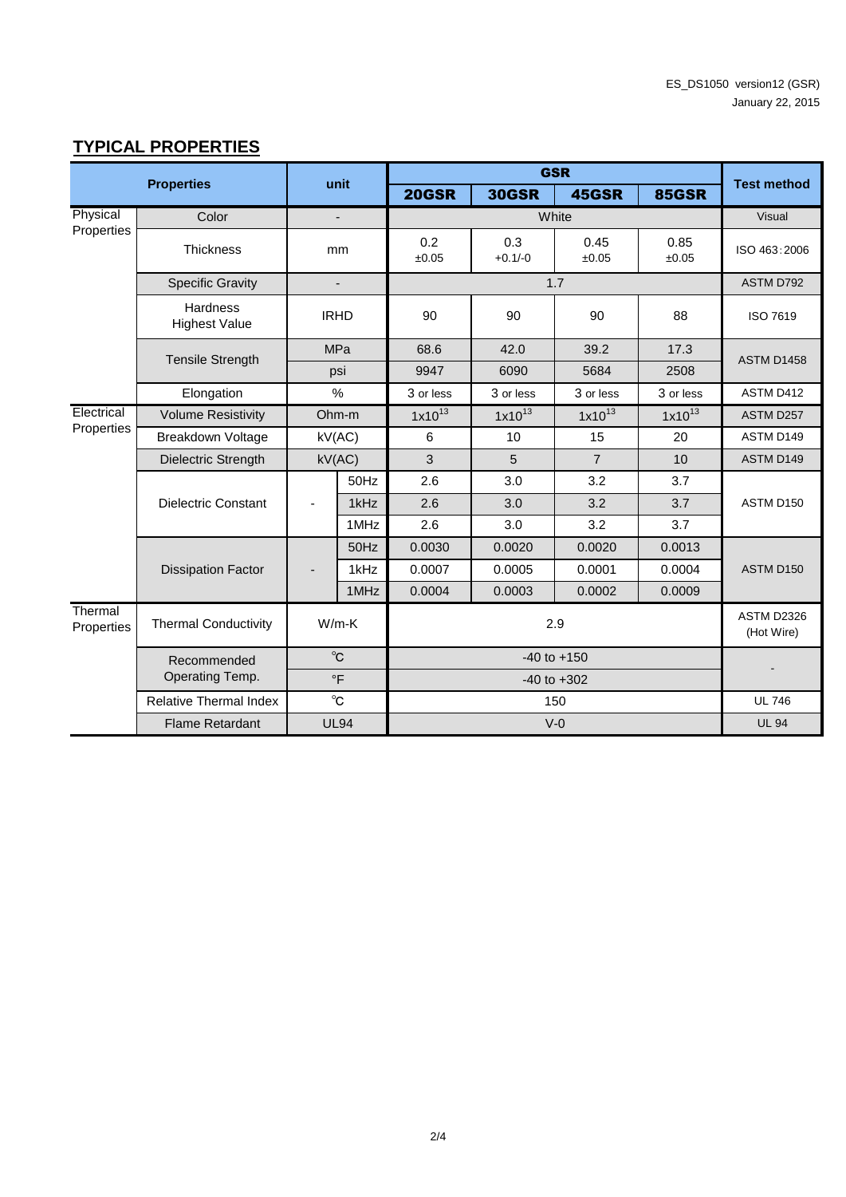## TYPICAL PROPERTIES

| Properties | | unit | | GSR | | | | Test method |
|---|---|---|---|---|---|---|---|---|
| | | | | 20GSR | 30GSR | 45GSR | 85GSR | |
| Physical Properties | Color | - | | White | | | | Visual |
| | Thickness | mm | | 0.2 ±0.05 | 0.3 +0.1/-0 | 0.45 ±0.05 | 0.85 ±0.05 | ISO 463:2006 |
| | Specific Gravity | - | | 1.7 | | | | ASTM D792 |
| | Hardness Highest Value | IRHD | | 90 | 90 | 90 | 88 | ISO 7619 |
| | Tensile Strength | MPa | | 68.6 | 42.0 | 39.2 | 17.3 | ASTM D1458 |
| | | psi | | 9947 | 6090 | 5684 | 2508 | |
| | Elongation | % | | 3 or less | 3 or less | 3 or less | 3 or less | ASTM D412 |
| Electrical Properties | Volume Resistivity | Ohm-m | | $1x10^{13}$ | $1x10^{13}$ | $1x10^{13}$ | $1x10^{13}$ | ASTM D257 |
| | Breakdown Voltage | kV(AC) | | 6 | 10 | 15 | 20 | ASTM D149 |
| | Dielectric Strength | kV(AC) | | 3 | 5 | 7 | 10 | ASTM D149 |
| | Dielectric Constant | - | 50Hz | 2.6 | 3.0 | 3.2 | 3.7 | ASTM D150 |
| | | | 1kHz | 2.6 | 3.0 | 3.2 | 3.7 | |
| | | | 1MHz | 2.6 | 3.0 | 3.2 | 3.7 | |
| | Dissipation Factor | - | 50Hz | 0.0030 | 0.0020 | 0.0020 | 0.0013 | ASTM D150 |
| | | | 1kHz | 0.0007 | 0.0005 | 0.0001 | 0.0004 | |
| | | | 1MHz | 0.0004 | 0.0003 | 0.0002 | 0.0009 | |
| Thermal Properties | Thermal Conductivity | W/m-K | | 2.9 | | | | ASTM D2326 (Hot Wire) |
| | Recommended Operating Temp. | ℃ | | -40 to +150 | | | | - |
| | | ℉ | | -40 to +302 | | | | |
| | Relative Thermal Index | ℃ | | 150 | | | | UL 746 |
| | Flame Retardant | UL94 | | V-0 | | | | UL 94 |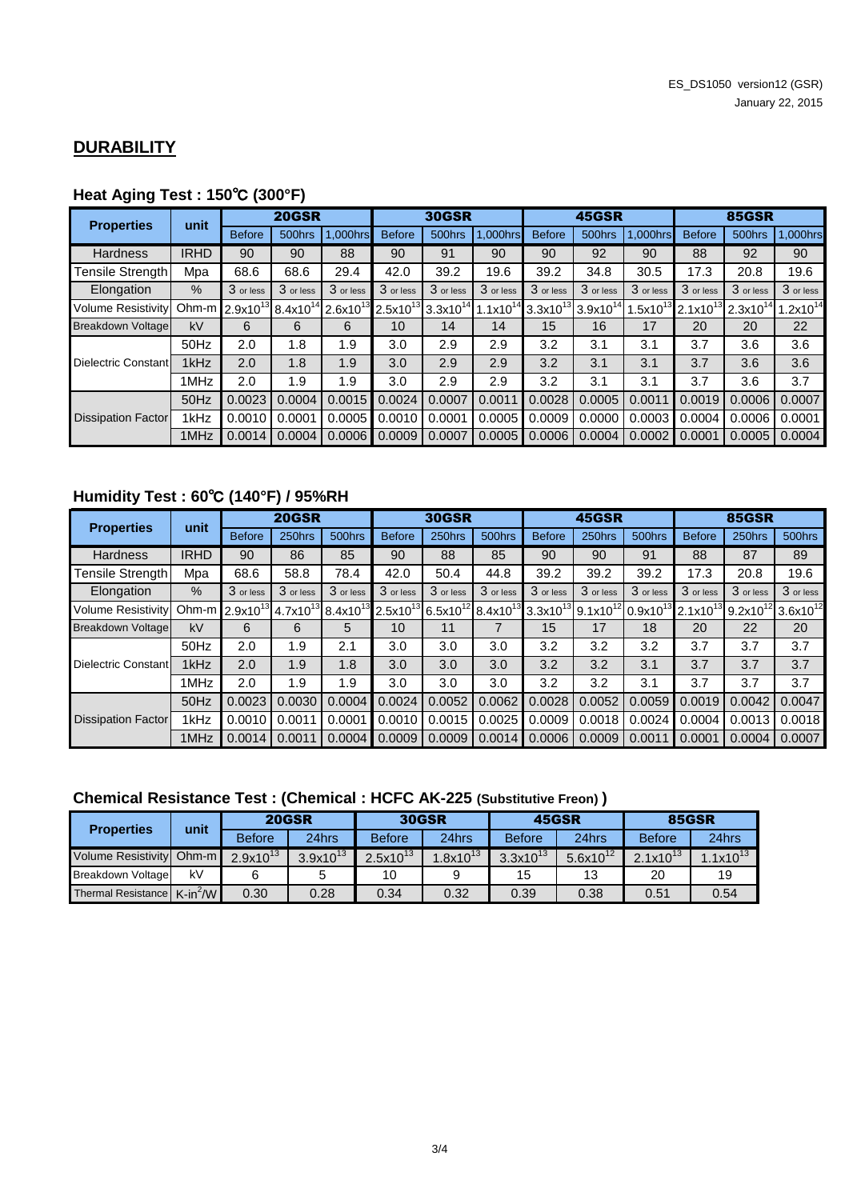## DURABILITY

### Heat Aging Test : 150℃ (300°F)

| Properties | unit | 20GSR | | | 30GSR | | | 45GSR | | | 85GSR | | |
|---|---|---|---|---|---|---|---|---|---|---|---|---|---|
| | | Before | 500hrs | 1,000hrs | Before | 500hrs | 1,000hrs | Before | 500hrs | 1,000hrs | Before | 500hrs | 1,000hrs |
| Hardness | IRHD | 90 | 90 | 88 | 90 | 91 | 90 | 90 | 92 | 90 | 88 | 92 | 90 |
| Tensile Strength | Mpa | 68.6 | 68.6 | 29.4 | 42.0 | 39.2 | 19.6 | 39.2 | 34.8 | 30.5 | 17.3 | 20.8 | 19.6 |
| Elongation | % | 3 or less | 3 or less | 3 or less | 3 or less | 3 or less | 3 or less | 3 or less | 3 or less | 3 or less | 3 or less | 3 or less | 3 or less |
| Volume Resistivity | Ohm-m | $2.9 \times 10^{13}$ | $8.4 \times 10^{14}$ | $2.6 \times 10^{13}$ | $2.5 \times 10^{13}$ | $3.3 \times 10^{14}$ | $1.1 \times 10^{14}$ | $3.3 \times 10^{13}$ | $3.9 \times 10^{14}$ | $1.5 \times 10^{13}$ | $2.1 \times 10^{13}$ | $2.3 \times 10^{14}$ | $1.2 \times 10^{14}$ |
| Breakdown Voltage | kV | 6 | 6 | 6 | 10 | 14 | 14 | 15 | 16 | 17 | 20 | 20 | 22 |
| Dielectric Constant | 50Hz | 2.0 | 1.8 | 1.9 | 3.0 | 2.9 | 2.9 | 3.2 | 3.1 | 3.1 | 3.7 | 3.6 | 3.6 |
| | 1kHz | 2.0 | 1.8 | 1.9 | 3.0 | 2.9 | 2.9 | 3.2 | 3.1 | 3.1 | 3.7 | 3.6 | 3.6 |
| | 1MHz | 2.0 | 1.9 | 1.9 | 3.0 | 2.9 | 2.9 | 3.2 | 3.1 | 3.1 | 3.7 | 3.6 | 3.7 |
| Dissipation Factor | 50Hz | 0.0023 | 0.0004 | 0.0015 | 0.0024 | 0.0007 | 0.0011 | 0.0028 | 0.0005 | 0.0011 | 0.0019 | 0.0006 | 0.0007 |
| | 1kHz | 0.0010 | 0.0001 | 0.0005 | 0.0010 | 0.0001 | 0.0005 | 0.0009 | 0.0000 | 0.0003 | 0.0004 | 0.0006 | 0.0001 |
| | 1MHz | 0.0014 | 0.0004 | 0.0006 | 0.0009 | 0.0007 | 0.0005 | 0.0006 | 0.0004 | 0.0002 | 0.0001 | 0.0005 | 0.0004 |

### Humidity Test : 60℃ (140°F) / 95%RH

| Properties | unit | 20GSR | | | 30GSR | | | 45GSR | | | 85GSR | | |
|---|---|---|---|---|---|---|---|---|---|---|---|---|---|
| | | Before | 250hrs | 500hrs | Before | 250hrs | 500hrs | Before | 250hrs | 500hrs | Before | 250hrs | 500hrs |
| Hardness | IRHD | 90 | 86 | 85 | 90 | 88 | 85 | 90 | 90 | 91 | 88 | 87 | 89 |
| Tensile Strength | Mpa | 68.6 | 58.8 | 78.4 | 42.0 | 50.4 | 44.8 | 39.2 | 39.2 | 39.2 | 17.3 | 20.8 | 19.6 |
| Elongation | % | 3 or less | 3 or less | 3 or less | 3 or less | 3 or less | 3 or less | 3 or less | 3 or less | 3 or less | 3 or less | 3 or less | 3 or less |
| Volume Resistivity | Ohm-m | $2.9 \times 10^{13}$ | $4.7 \times 10^{13}$ | $8.4 \times 10^{13}$ | $2.5 \times 10^{13}$ | $6.5 \times 10^{12}$ | $8.4 \times 10^{13}$ | $3.3 \times 10^{13}$ | $9.1 \times 10^{12}$ | $0.9 \times 10^{13}$ | $2.1 \times 10^{13}$ | $9.2 \times 10^{12}$ | $3.6 \times 10^{12}$ |
| Breakdown Voltage | kV | 6 | 6 | 5 | 10 | 11 | 7 | 15 | 17 | 18 | 20 | 22 | 20 |
| Dielectric Constant | 50Hz | 2.0 | 1.9 | 2.1 | 3.0 | 3.0 | 3.0 | 3.2 | 3.2 | 3.2 | 3.7 | 3.7 | 3.7 |
| | 1kHz | 2.0 | 1.9 | 1.8 | 3.0 | 3.0 | 3.0 | 3.2 | 3.2 | 3.1 | 3.7 | 3.7 | 3.7 |
| | 1MHz | 2.0 | 1.9 | 1.9 | 3.0 | 3.0 | 3.0 | 3.2 | 3.2 | 3.1 | 3.7 | 3.7 | 3.7 |
| Dissipation Factor | 50Hz | 0.0023 | 0.0030 | 0.0004 | 0.0024 | 0.0052 | 0.0062 | 0.0028 | 0.0052 | 0.0059 | 0.0019 | 0.0042 | 0.0047 |
| | 1kHz | 0.0010 | 0.0011 | 0.0001 | 0.0010 | 0.0015 | 0.0025 | 0.0009 | 0.0018 | 0.0024 | 0.0004 | 0.0013 | 0.0018 |
| | 1MHz | 0.0014 | 0.0011 | 0.0004 | 0.0009 | 0.0009 | 0.0014 | 0.0006 | 0.0009 | 0.0011 | 0.0001 | 0.0004 | 0.0007 |

### Chemical Resistance Test : (Chemical : HCFC AK-225 (Substitutive Freon) )

| Properties | unit | 20GSR | | 30GSR | | 45GSR | | 85GSR | |
|---|---|---|---|---|---|---|---|---|---|
| | | Before | 24hrs | Before | 24hrs | Before | 24hrs | Before | 24hrs |
| Volume Resistivity | Ohm-m | $2.9 \times 10^{13}$ | $3.9 \times 10^{13}$ | $2.5 \times 10^{13}$ | $1.8 \times 10^{13}$ | $3.3 \times 10^{13}$ | $5.6 \times 10^{12}$ | $2.1 \times 10^{13}$ | $1.1 \times 10^{13}$ |
| Breakdown Voltage | kV | 6 | 5 | 10 | 9 | 15 | 13 | 20 | 19 |
| Thermal Resistance | $K\text{-}in^2/W$ | 0.30 | 0.28 | 0.34 | 0.32 | 0.39 | 0.38 | 0.51 | 0.54 |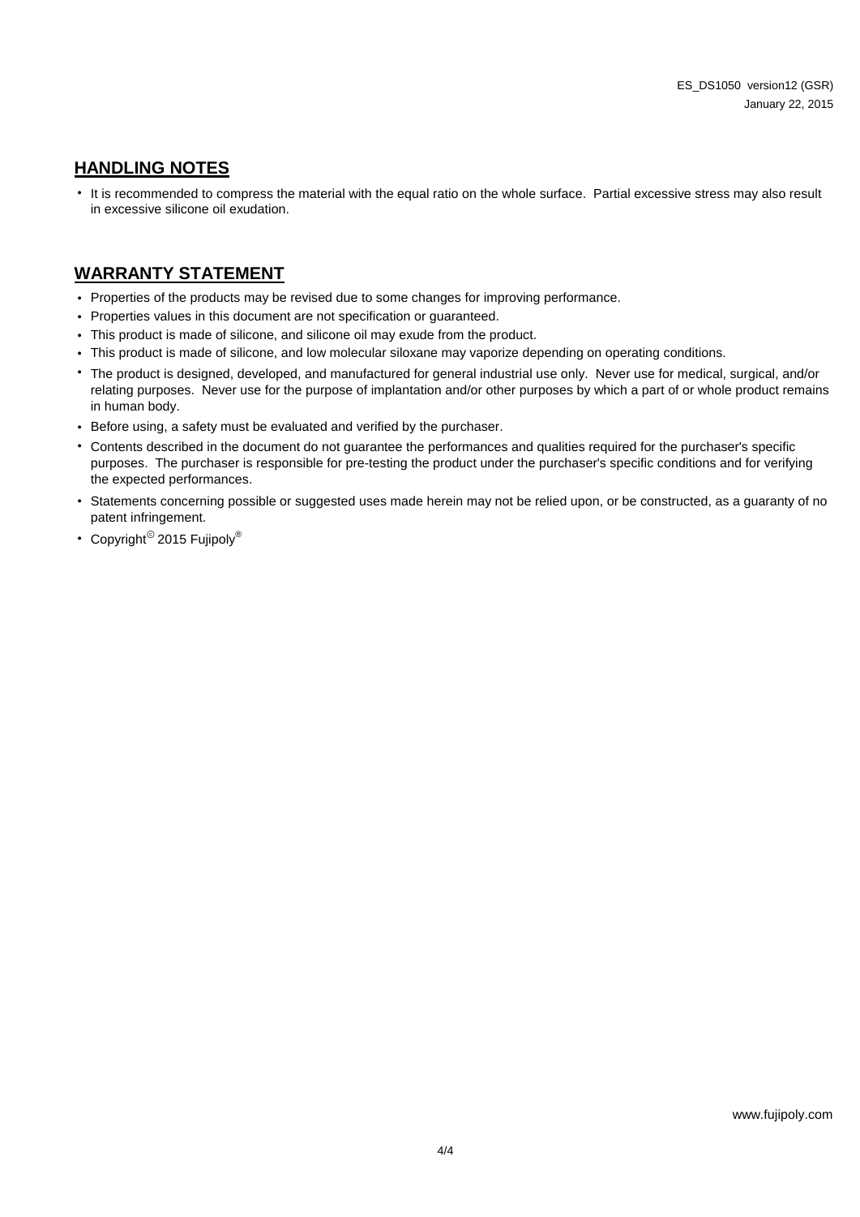## HANDLING NOTES

- It is recommended to compress the material with the equal ratio on the whole surface. Partial excessive stress may also result in excessive silicone oil exudation.

## WARRANTY STATEMENT

- Properties of the products may be revised due to some changes for improving performance.
- Properties values in this document are not specification or guaranteed.
- This product is made of silicone, and silicone oil may exude from the product.
- This product is made of silicone, and low molecular siloxane may vaporize depending on operating conditions.
- The product is designed, developed, and manufactured for general industrial use only. Never use for medical, surgical, and/or relating purposes. Never use for the purpose of implantation and/or other purposes by which a part of or whole product remains in human body.
- Before using, a safety must be evaluated and verified by the purchaser.
- Contents described in the document do not guarantee the performances and qualities required for the purchaser's specific purposes. The purchaser is responsible for pre-testing the product under the purchaser's specific conditions and for verifying the expected performances.
- Statements concerning possible or suggested uses made herein may not be relied upon, or be constructed, as a guaranty of no patent infringement.
- Copyright© 2015 Fujipoly®